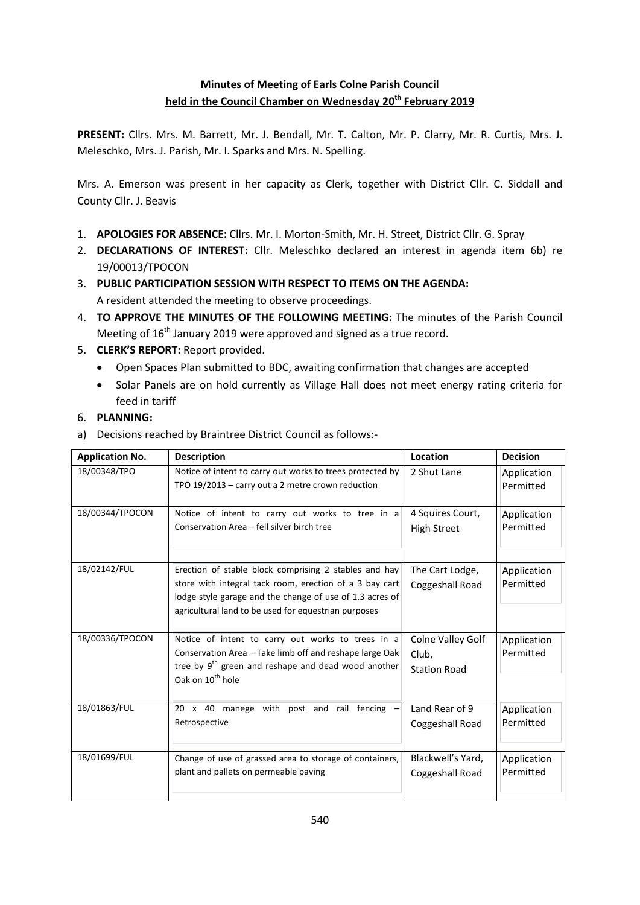# Minutes of Meeting of Earls Colne Parish Council
## held in the Council Chamber on Wednesday 20th February 2019

**PRESENT:** Cllrs. Mrs. M. Barrett, Mr. J. Bendall, Mr. T. Calton, Mr. P. Clarry, Mr. R. Curtis, Mrs. J. Meleschko, Mrs. J. Parish, Mr. I. Sparks and Mrs. N. Spelling.

Mrs. A. Emerson was present in her capacity as Clerk, together with District Cllr. C. Siddall and County Cllr. J. Beavis

1. **APOLOGIES FOR ABSENCE:** Cllrs. Mr. I. Morton-Smith, Mr. H. Street, District Cllr. G. Spray
2. **DECLARATIONS OF INTEREST:** Cllr. Meleschko declared an interest in agenda item 6b) re 19/00013/TPOCON
3. **PUBLIC PARTICIPATION SESSION WITH RESPECT TO ITEMS ON THE AGENDA:** A resident attended the meeting to observe proceedings.
4. **TO APPROVE THE MINUTES OF THE FOLLOWING MEETING:** The minutes of the Parish Council Meeting of 16th January 2019 were approved and signed as a true record.
5. **CLERK'S REPORT:** Report provided.
   - Open Spaces Plan submitted to BDC, awaiting confirmation that changes are accepted
   - Solar Panels are on hold currently as Village Hall does not meet energy rating criteria for feed in tariff
6. **PLANNING:**

a) Decisions reached by Braintree District Council as follows:-

| Application No. | Description | Location | Decision |
|---|---|---|---|
| 18/00348/TPO | Notice of intent to carry out works to trees protected by TPO 19/2013 – carry out a 2 metre crown reduction | 2 Shut Lane | Application Permitted |
| 18/00344/TPOCON | Notice of intent to carry out works to tree in a Conservation Area – fell silver birch tree | 4 Squires Court, High Street | Application Permitted |
| 18/02142/FUL | Erection of stable block comprising 2 stables and hay store with integral tack room, erection of a 3 bay cart lodge style garage and the change of use of 1.3 acres of agricultural land to be used for equestrian purposes | The Cart Lodge, Coggeshall Road | Application Permitted |
| 18/00336/TPOCON | Notice of intent to carry out works to trees in a Conservation Area – Take limb off and reshape large Oak tree by 9th green and reshape and dead wood another Oak on 10th hole | Colne Valley Golf Club, Station Road | Application Permitted |
| 18/01863/FUL | 20 x 40 manege with post and rail fencing – Retrospective | Land Rear of 9 Coggeshall Road | Application Permitted |
| 18/01699/FUL | Change of use of grassed area to storage of containers, plant and pallets on permeable paving | Blackwell's Yard, Coggeshall Road | Application Permitted |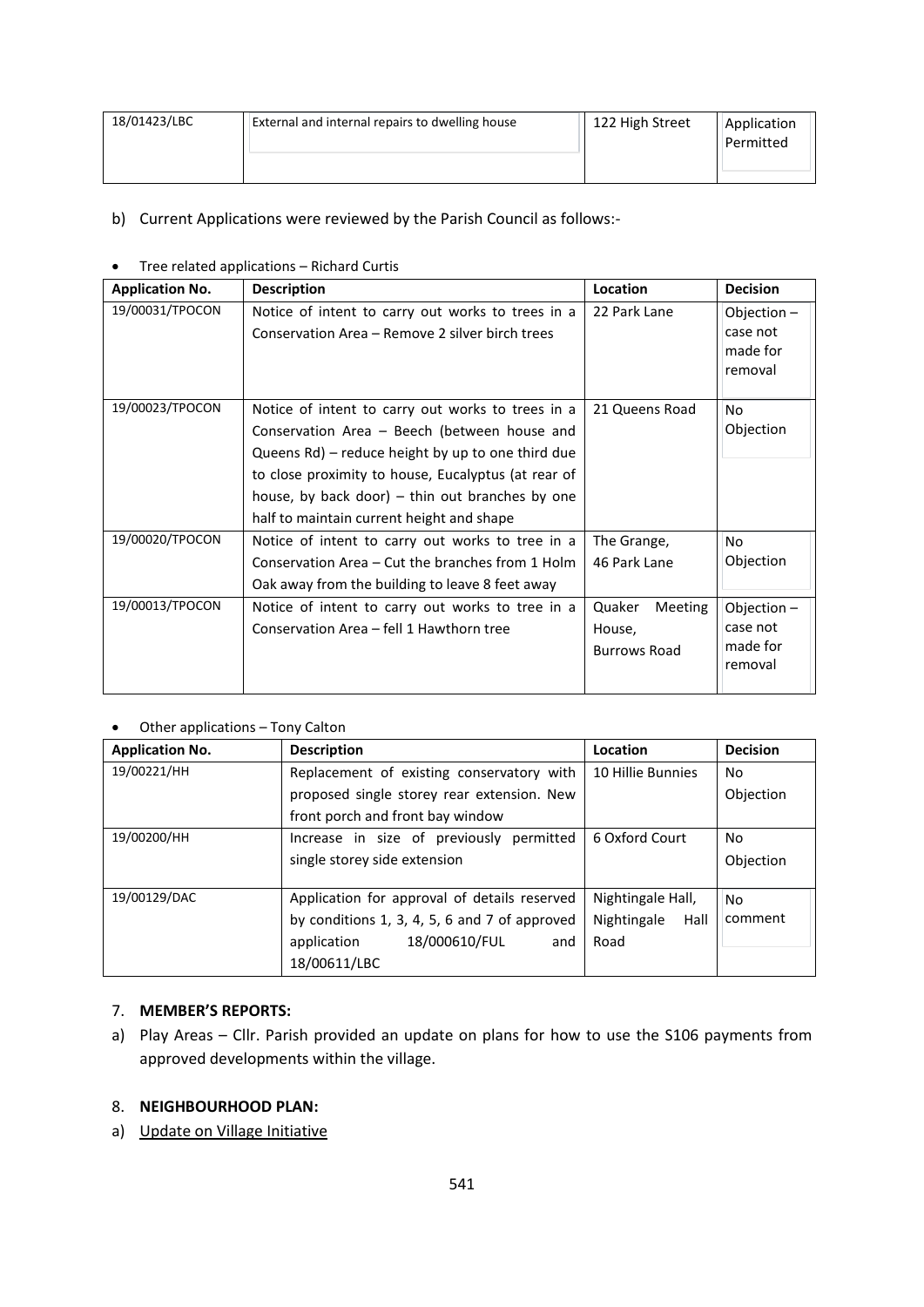| 18/01423/LBC | External and internal repairs to dwelling house | 122 High Street | Application Permitted |
|---|---|---|---|

b) Current Applications were reviewed by the Parish Council as follows:-

- Tree related applications – Richard Curtis

| Application No. | Description | Location | Decision |
|---|---|---|---|
| 19/00031/TPOCON | Notice of intent to carry out works to trees in a Conservation Area – Remove 2 silver birch trees | 22 Park Lane | Objection – case not made for removal |
| 19/00023/TPOCON | Notice of intent to carry out works to trees in a Conservation Area – Beech (between house and Queens Rd) – reduce height by up to one third due to close proximity to house, Eucalyptus (at rear of house, by back door) – thin out branches by one half to maintain current height and shape | 21 Queens Road | No Objection |
| 19/00020/TPOCON | Notice of intent to carry out works to trees in a Conservation Area – Cut the branches from 1 Holm Oak away from the building to leave 8 feet away | The Grange, 46 Park Lane | No Objection |
| 19/00013/TPOCON | Notice of intent to carry out works to tree in a Conservation Area – fell 1 Hawthorn tree | Quaker Meeting House, Burrows Road | Objection – case not made for removal |

- Other applications – Tony Calton

| Application No. | Description | Location | Decision |
|---|---|---|---|
| 19/00221/HH | Replacement of existing conservatory with proposed single storey rear extension. New front porch and front bay window | 10 Hillie Bunnies | No Objection |
| 19/00200/HH | Increase in size of previously permitted single storey side extension | 6 Oxford Court | No Objection |
| 19/00129/DAC | Application for approval of details reserved by conditions 1, 3, 4, 5, 6 and 7 of approved application 18/000610/FUL and 18/00611/LBC | Nightingale Hall, Nightingale Hall Road | No comment |

7. **MEMBER'S REPORTS:**

a) Play Areas – Cllr. Parish provided an update on plans for how to use the S106 payments from approved developments within the village.

8. **NEIGHBOURHOOD PLAN:**

a) Update on Village Initiative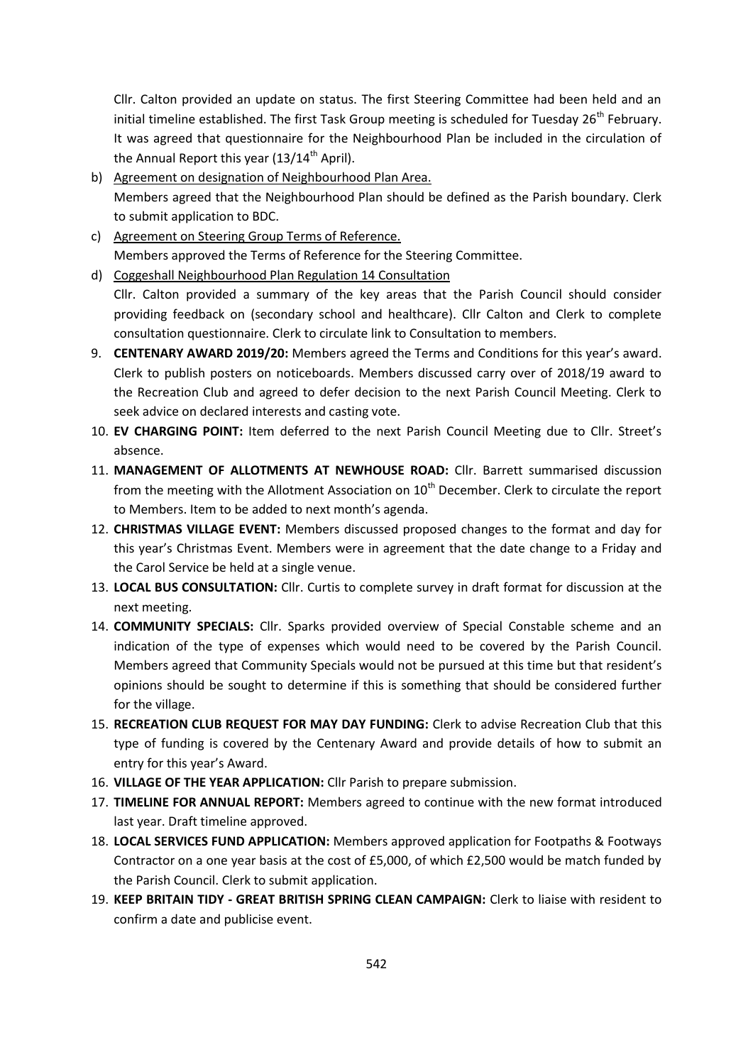Cllr. Calton provided an update on status. The first Steering Committee had been held and an initial timeline established. The first Task Group meeting is scheduled for Tuesday 26th February. It was agreed that questionnaire for the Neighbourhood Plan be included in the circulation of the Annual Report this year (13/14th April).

b) Agreement on designation of Neighbourhood Plan Area.
   Members agreed that the Neighbourhood Plan should be defined as the Parish boundary. Clerk to submit application to BDC.
c) Agreement on Steering Group Terms of Reference.
   Members approved the Terms of Reference for the Steering Committee.
d) Coggeshall Neighbourhood Plan Regulation 14 Consultation
   Cllr. Calton provided a summary of the key areas that the Parish Council should consider providing feedback on (secondary school and healthcare). Cllr Calton and Clerk to complete consultation questionnaire. Clerk to circulate link to Consultation to members.

9. **CENTENARY AWARD 2019/20:** Members agreed the Terms and Conditions for this year's award. Clerk to publish posters on noticeboards. Members discussed carry over of 2018/19 award to the Recreation Club and agreed to defer decision to the next Parish Council Meeting. Clerk to seek advice on declared interests and casting vote.
10. **EV CHARGING POINT:** Item deferred to the next Parish Council Meeting due to Cllr. Street's absence.
11. **MANAGEMENT OF ALLOTMENTS AT NEWHOUSE ROAD:** Cllr. Barrett summarised discussion from the meeting with the Allotment Association on 10th December. Clerk to circulate the report to Members. Item to be added to next month's agenda.
12. **CHRISTMAS VILLAGE EVENT:** Members discussed proposed changes to the format and day for this year's Christmas Event. Members were in agreement that the date change to a Friday and the Carol Service be held at a single venue.
13. **LOCAL BUS CONSULTATION:** Cllr. Curtis to complete survey in draft format for discussion at the next meeting.
14. **COMMUNITY SPECIALS:** Cllr. Sparks provided overview of Special Constable scheme and an indication of the type of expenses which would need to be covered by the Parish Council. Members agreed that Community Specials would not be pursued at this time but that resident's opinions should be sought to determine if this is something that should be considered further for the village.
15. **RECREATION CLUB REQUEST FOR MAY DAY FUNDING:** Clerk to advise Recreation Club that this type of funding is covered by the Centenary Award and provide details of how to submit an entry for this year's Award.
16. **VILLAGE OF THE YEAR APPLICATION:** Cllr Parish to prepare submission.
17. **TIMELINE FOR ANNUAL REPORT:** Members agreed to continue with the new format introduced last year. Draft timeline approved.
18. **LOCAL SERVICES FUND APPLICATION:** Members approved application for Footpaths & Footways Contractor on a one year basis at the cost of £5,000, of which £2,500 would be match funded by the Parish Council. Clerk to submit application.
19. **KEEP BRITAIN TIDY - GREAT BRITISH SPRING CLEAN CAMPAIGN:** Clerk to liaise with resident to confirm a date and publicise event.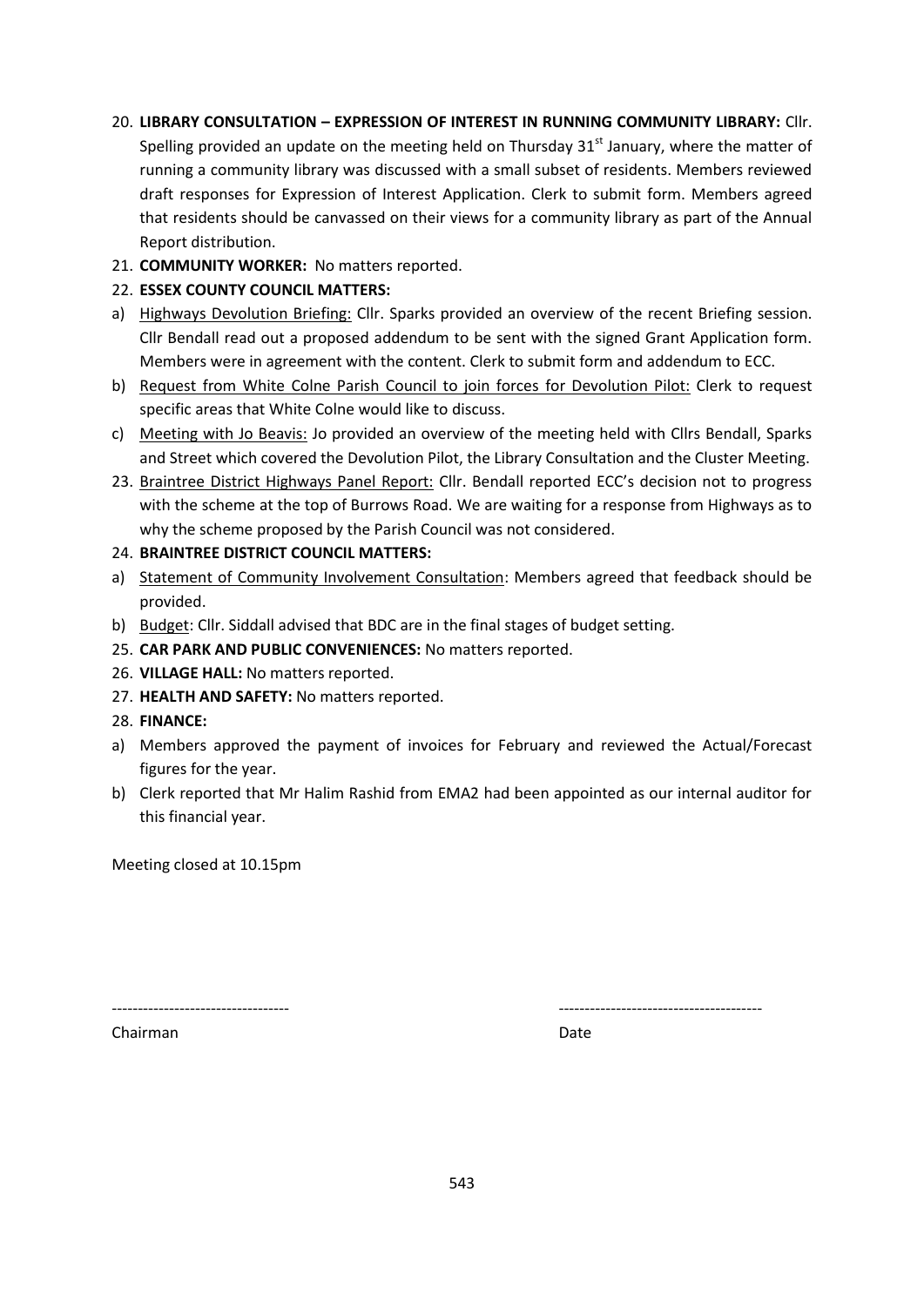20. **LIBRARY CONSULTATION – EXPRESSION OF INTEREST IN RUNNING COMMUNITY LIBRARY:** Cllr. Spelling provided an update on the meeting held on Thursday 31st January, where the matter of running a community library was discussed with a small subset of residents. Members reviewed draft responses for Expression of Interest Application. Clerk to submit form. Members agreed that residents should be canvassed on their views for a community library as part of the Annual Report distribution.
21. **COMMUNITY WORKER:** No matters reported.
22. **ESSEX COUNTY COUNCIL MATTERS:**

a) Highways Devolution Briefing: Cllr. Sparks provided an overview of the recent Briefing session. Cllr Bendall read out a proposed addendum to be sent with the signed Grant Application form. Members were in agreement with the content. Clerk to submit form and addendum to ECC.

b) Request from White Colne Parish Council to join forces for Devolution Pilot: Clerk to request specific areas that White Colne would like to discuss.

c) Meeting with Jo Beavis: Jo provided an overview of the meeting held with Cllrs Bendall, Sparks and Street which covered the Devolution Pilot, the Library Consultation and the Cluster Meeting.

23. Braintree District Highways Panel Report: Cllr. Bendall reported ECC's decision not to progress with the scheme at the top of Burrows Road. We are waiting for a response from Highways as to why the scheme proposed by the Parish Council was not considered.
24. **BRAINTREE DISTRICT COUNCIL MATTERS:**

a) Statement of Community Involvement Consultation: Members agreed that feedback should be provided.

b) Budget: Cllr. Siddall advised that BDC are in the final stages of budget setting.

25. **CAR PARK AND PUBLIC CONVENIENCES:** No matters reported.
26. **VILLAGE HALL:** No matters reported.
27. **HEALTH AND SAFETY:** No matters reported.
28. **FINANCE:**

a) Members approved the payment of invoices for February and reviewed the Actual/Forecast figures for the year.

b) Clerk reported that Mr Halim Rashid from EMA2 had been appointed as our internal auditor for this financial year.

Meeting closed at 10.15pm

---------------------------------- ---------------------------------------

Chairman Date